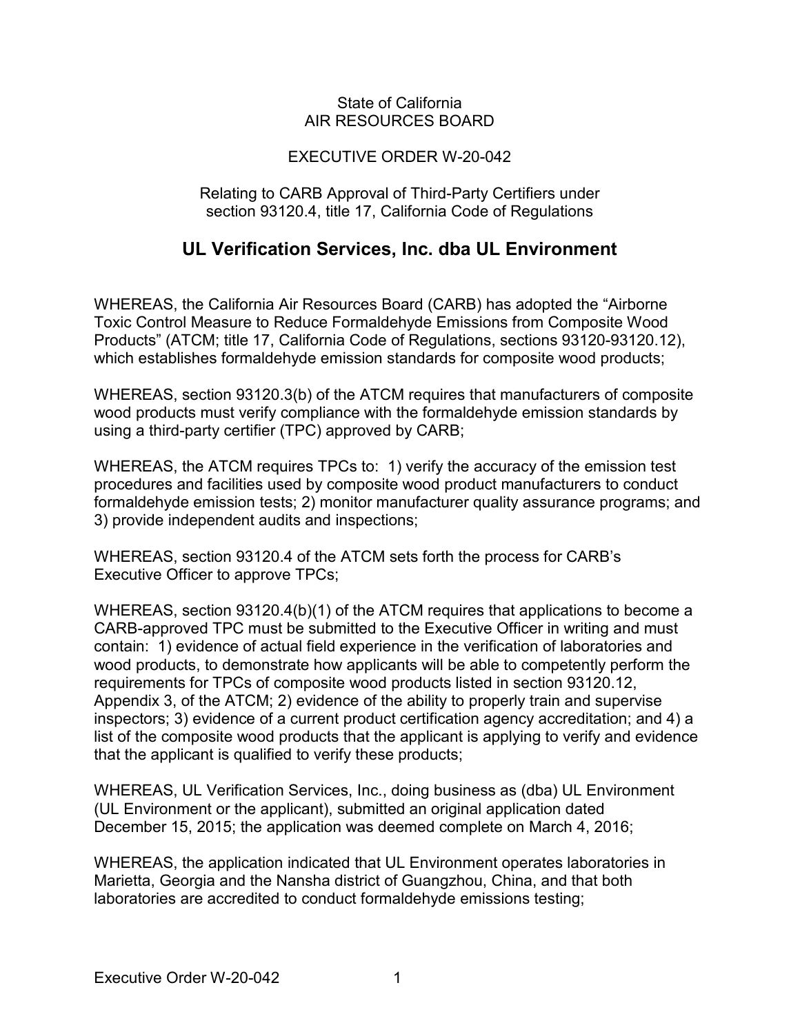State of California
AIR RESOURCES BOARD

EXECUTIVE ORDER W-20-042

Relating to CARB Approval of Third-Party Certifiers under section 93120.4, title 17, California Code of Regulations

## UL Verification Services, Inc. dba UL Environment

WHEREAS, the California Air Resources Board (CARB) has adopted the "Airborne Toxic Control Measure to Reduce Formaldehyde Emissions from Composite Wood Products" (ATCM; title 17, California Code of Regulations, sections 93120-93120.12), which establishes formaldehyde emission standards for composite wood products;

WHEREAS, section 93120.3(b) of the ATCM requires that manufacturers of composite wood products must verify compliance with the formaldehyde emission standards by using a third-party certifier (TPC) approved by CARB;

WHEREAS, the ATCM requires TPCs to: 1) verify the accuracy of the emission test procedures and facilities used by composite wood product manufacturers to conduct formaldehyde emission tests; 2) monitor manufacturer quality assurance programs; and 3) provide independent audits and inspections;

WHEREAS, section 93120.4 of the ATCM sets forth the process for CARB's Executive Officer to approve TPCs;

WHEREAS, section 93120.4(b)(1) of the ATCM requires that applications to become a CARB-approved TPC must be submitted to the Executive Officer in writing and must contain: 1) evidence of actual field experience in the verification of laboratories and wood products, to demonstrate how applicants will be able to competently perform the requirements for TPCs of composite wood products listed in section 93120.12, Appendix 3, of the ATCM; 2) evidence of the ability to properly train and supervise inspectors; 3) evidence of a current product certification agency accreditation; and 4) a list of the composite wood products that the applicant is applying to verify and evidence that the applicant is qualified to verify these products;

WHEREAS, UL Verification Services, Inc., doing business as (dba) UL Environment (UL Environment or the applicant), submitted an original application dated December 15, 2015; the application was deemed complete on March 4, 2016;

WHEREAS, the application indicated that UL Environment operates laboratories in Marietta, Georgia and the Nansha district of Guangzhou, China, and that both laboratories are accredited to conduct formaldehyde emissions testing;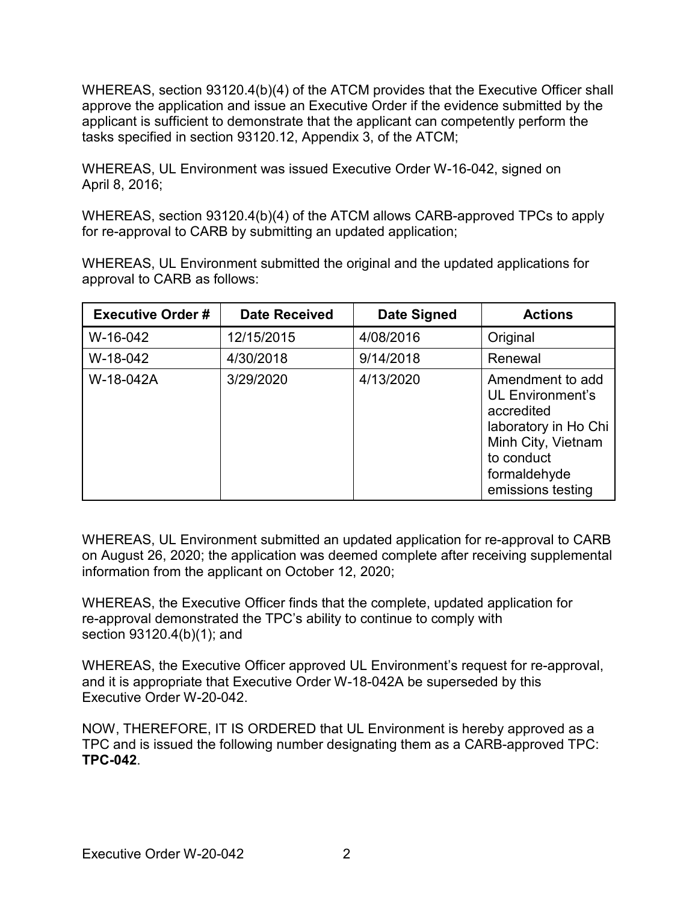WHEREAS, section 93120.4(b)(4) of the ATCM provides that the Executive Officer shall approve the application and issue an Executive Order if the evidence submitted by the applicant is sufficient to demonstrate that the applicant can competently perform the tasks specified in section 93120.12, Appendix 3, of the ATCM;

WHEREAS, UL Environment was issued Executive Order W-16-042, signed on April 8, 2016;

WHEREAS, section 93120.4(b)(4) of the ATCM allows CARB-approved TPCs to apply for re-approval to CARB by submitting an updated application;

WHEREAS, UL Environment submitted the original and the updated applications for approval to CARB as follows:

| Executive Order # | Date Received | Date Signed | Actions |
| --- | --- | --- | --- |
| W-16-042 | 12/15/2015 | 4/08/2016 | Original |
| W-18-042 | 4/30/2018 | 9/14/2018 | Renewal |
| W-18-042A | 3/29/2020 | 4/13/2020 | Amendment to add UL Environment's accredited laboratory in Ho Chi Minh City, Vietnam to conduct formaldehyde emissions testing |

WHEREAS, UL Environment submitted an updated application for re-approval to CARB on August 26, 2020; the application was deemed complete after receiving supplemental information from the applicant on October 12, 2020;

WHEREAS, the Executive Officer finds that the complete, updated application for re-approval demonstrated the TPC's ability to continue to comply with section 93120.4(b)(1); and

WHEREAS, the Executive Officer approved UL Environment's request for re-approval, and it is appropriate that Executive Order W-18-042A be superseded by this Executive Order W-20-042.

NOW, THEREFORE, IT IS ORDERED that UL Environment is hereby approved as a TPC and is issued the following number designating them as a CARB-approved TPC: **TPC-042**.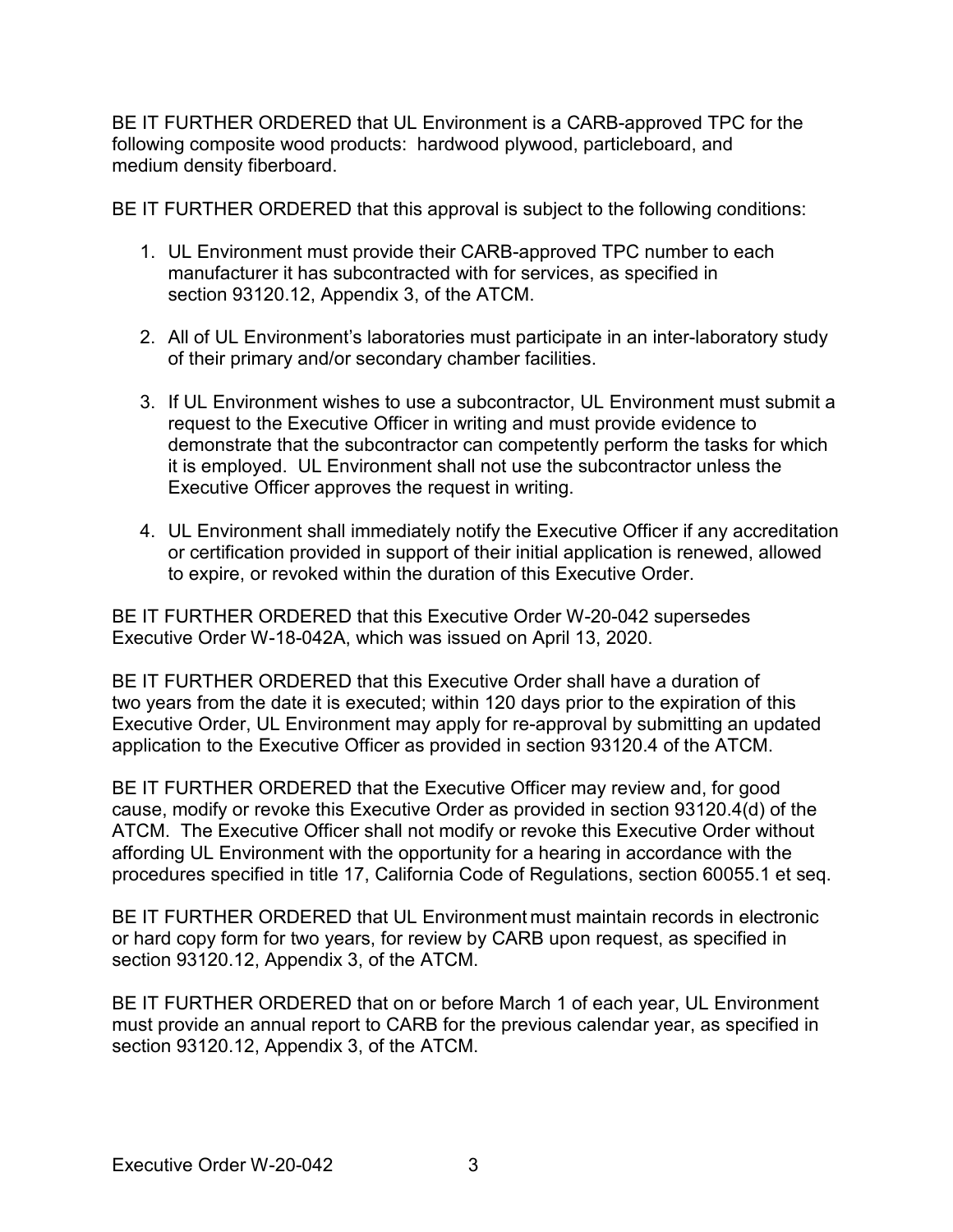BE IT FURTHER ORDERED that UL Environment is a CARB-approved TPC for the following composite wood products: hardwood plywood, particleboard, and medium density fiberboard.

BE IT FURTHER ORDERED that this approval is subject to the following conditions:

1. UL Environment must provide their CARB-approved TPC number to each manufacturer it has subcontracted with for services, as specified in section 93120.12, Appendix 3, of the ATCM.

2. All of UL Environment's laboratories must participate in an inter-laboratory study of their primary and/or secondary chamber facilities.

3. If UL Environment wishes to use a subcontractor, UL Environment must submit a request to the Executive Officer in writing and must provide evidence to demonstrate that the subcontractor can competently perform the tasks for which it is employed. UL Environment shall not use the subcontractor unless the Executive Officer approves the request in writing.

4. UL Environment shall immediately notify the Executive Officer if any accreditation or certification provided in support of their initial application is renewed, allowed to expire, or revoked within the duration of this Executive Order.

BE IT FURTHER ORDERED that this Executive Order W-20-042 supersedes Executive Order W-18-042A, which was issued on April 13, 2020.

BE IT FURTHER ORDERED that this Executive Order shall have a duration of two years from the date it is executed; within 120 days prior to the expiration of this Executive Order, UL Environment may apply for re-approval by submitting an updated application to the Executive Officer as provided in section 93120.4 of the ATCM.

BE IT FURTHER ORDERED that the Executive Officer may review and, for good cause, modify or revoke this Executive Order as provided in section 93120.4(d) of the ATCM. The Executive Officer shall not modify or revoke this Executive Order without affording UL Environment with the opportunity for a hearing in accordance with the procedures specified in title 17, California Code of Regulations, section 60055.1 et seq.

BE IT FURTHER ORDERED that UL Environment must maintain records in electronic or hard copy form for two years, for review by CARB upon request, as specified in section 93120.12, Appendix 3, of the ATCM.

BE IT FURTHER ORDERED that on or before March 1 of each year, UL Environment must provide an annual report to CARB for the previous calendar year, as specified in section 93120.12, Appendix 3, of the ATCM.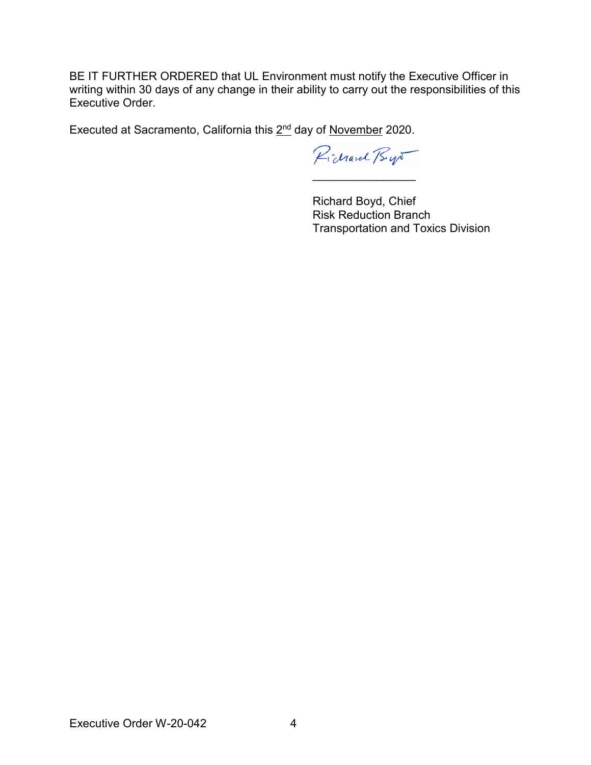BE IT FURTHER ORDERED that UL Environment must notify the Executive Officer in writing within 30 days of any change in their ability to carry out the responsibilities of this Executive Order.

Executed at Sacramento, California this 2nd day of November 2020.

Richard Boyd

\_\_\_\_\_\_\_\_\_\_\_\_\_\_\_\_

Richard Boyd, Chief
Risk Reduction Branch
Transportation and Toxics Division